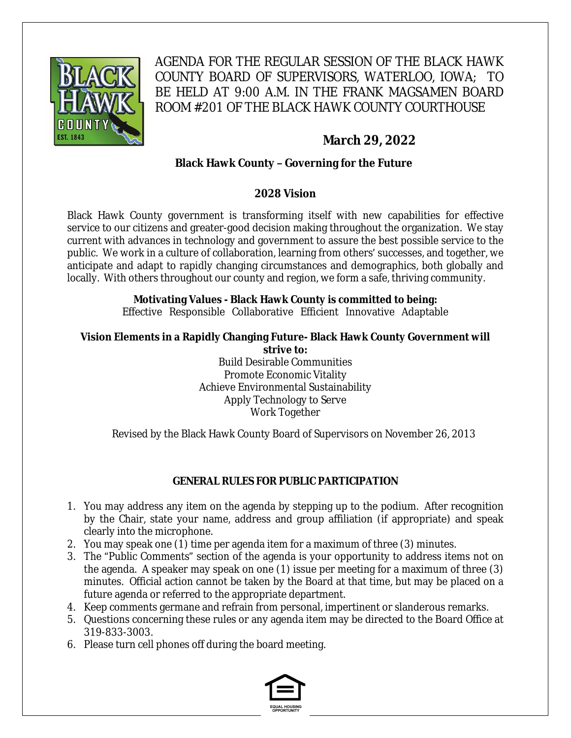AGENDA FOR THE REGULAR SESSION OF THE BLACK HAWK COUNTY BOARD OF SUPERVISORS, WATERLOO, IOWA; TO BE HELD AT 9:00 A.M. IN THE FRANK MAGSAMEN BOARD ROOM #201 OF THE BLACK HAWK COUNTY COURTHOUSE

**March 29, 2022**

**Black Hawk County – Governing for the Future**

## 2028 Vision

Black Hawk County government is transforming itself with new capabilities for effective service to our citizens and greater-good decision making throughout the organization. We stay current with advances in technology and government to assure the best possible service to the public. We work in a culture of collaboration, learning from others' successes, and together, we anticipate and adapt to rapidly changing circumstances and demographics, both globally and locally. With others throughout our county and region, we form a safe, thriving community.

**Motivating Values - Black Hawk County is committed to being:**
Effective Responsible Collaborative Efficient Innovative Adaptable

**Vision Elements in a Rapidly Changing Future- Black Hawk County Government will strive to:**
Build Desirable Communities
Promote Economic Vitality
Achieve Environmental Sustainability
Apply Technology to Serve
Work Together

Revised by the Black Hawk County Board of Supervisors on November 26, 2013

## GENERAL RULES FOR PUBLIC PARTICIPATION

1. You may address any item on the agenda by stepping up to the podium. After recognition by the Chair, state your name, address and group affiliation (if appropriate) and speak clearly into the microphone.
2. You may speak one (1) time per agenda item for a maximum of three (3) minutes.
3. The "Public Comments" section of the agenda is your opportunity to address items not on the agenda. A speaker may speak on one (1) issue per meeting for a maximum of three (3) minutes. Official action cannot be taken by the Board at that time, but may be placed on a future agenda or referred to the appropriate department.
4. Keep comments germane and refrain from personal, impertinent or slanderous remarks.
5. Questions concerning these rules or any agenda item may be directed to the Board Office at 319-833-3003.
6. Please turn cell phones off during the board meeting.

EQUAL HOUSING OPPORTUNITY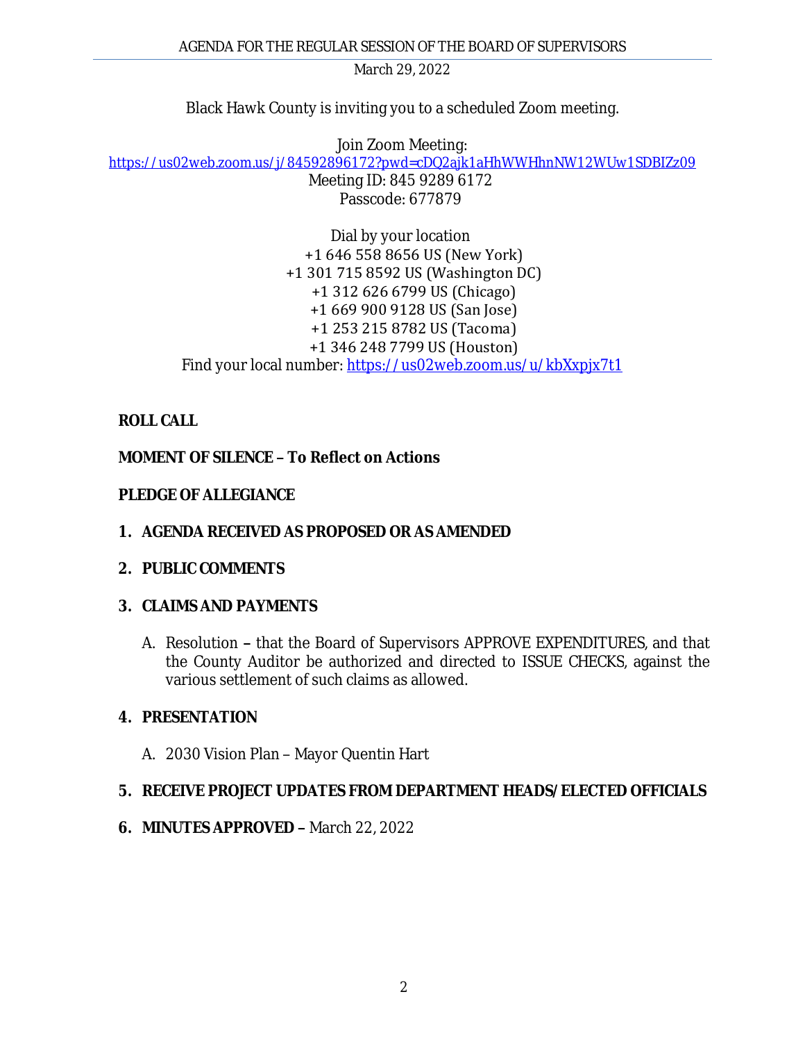March 29, 2022

Black Hawk County is inviting you to a scheduled Zoom meeting.

Join Zoom Meeting:
https://us02web.zoom.us/j/84592896172?pwd=cDQ2ajk1aHhWWHhnNW12WUw1SDBIZz09
Meeting ID: 845 9289 6172
Passcode: 677879

Dial by your location
+1 646 558 8656 US (New York)
+1 301 715 8592 US (Washington DC)
+1 312 626 6799 US (Chicago)
+1 669 900 9128 US (San Jose)
+1 253 215 8782 US (Tacoma)
+1 346 248 7799 US (Houston)
Find your local number: https://us02web.zoom.us/u/kbXxpjx7t1

**ROLL CALL**

**MOMENT OF SILENCE – To Reflect on Actions**

**PLEDGE OF ALLEGIANCE**

1. **AGENDA RECEIVED AS PROPOSED OR AS AMENDED**

2. **PUBLIC COMMENTS**

3. **CLAIMS AND PAYMENTS**

   A. Resolution **–** that the Board of Supervisors APPROVE EXPENDITURES, and that the County Auditor be authorized and directed to ISSUE CHECKS, against the various settlement of such claims as allowed.

4. **PRESENTATION**

   A. 2030 Vision Plan – Mayor Quentin Hart

5. **RECEIVE PROJECT UPDATES FROM DEPARTMENT HEADS/ELECTED OFFICIALS**

6. **MINUTES APPROVED –** March 22, 2022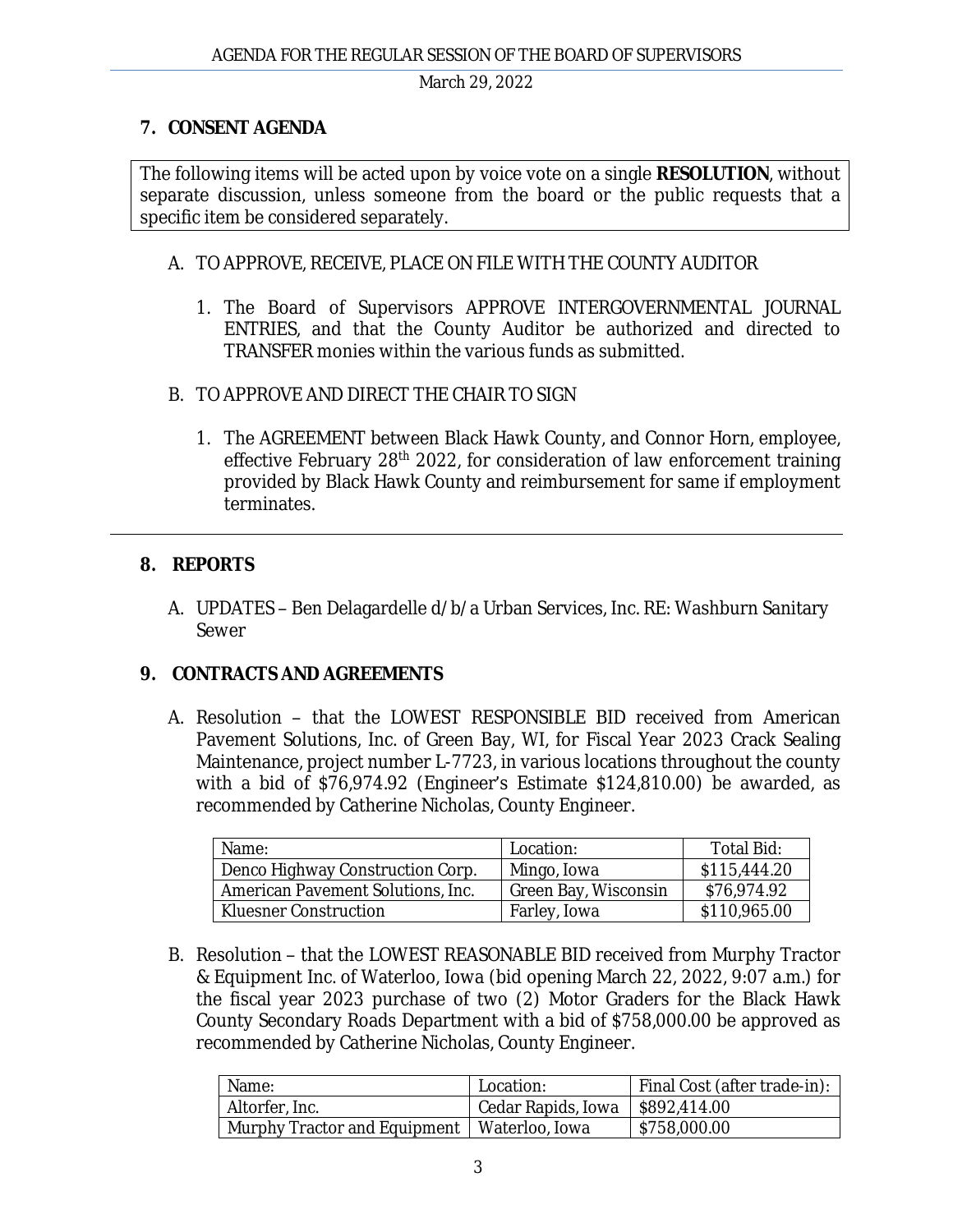## 7. CONSENT AGENDA

The following items will be acted upon by voice vote on a single **RESOLUTION**, without separate discussion, unless someone from the board or the public requests that a specific item be considered separately.

A. TO APPROVE, RECEIVE, PLACE ON FILE WITH THE COUNTY AUDITOR

1. The Board of Supervisors APPROVE INTERGOVERNMENTAL JOURNAL ENTRIES, and that the County Auditor be authorized and directed to TRANSFER monies within the various funds as submitted.

B. TO APPROVE AND DIRECT THE CHAIR TO SIGN

1. The AGREEMENT between Black Hawk County, and Connor Horn, employee, effective February 28th 2022, for consideration of law enforcement training provided by Black Hawk County and reimbursement for same if employment terminates.

---

## 8. REPORTS

A. UPDATES – Ben Delagardelle d/b/a Urban Services, Inc. RE: Washburn Sanitary Sewer

## 9. CONTRACTS AND AGREEMENTS

A. Resolution – that the LOWEST RESPONSIBLE BID received from American Pavement Solutions, Inc. of Green Bay, WI, for Fiscal Year 2023 Crack Sealing Maintenance, project number L-7723, in various locations throughout the county with a bid of $76,974.92 (Engineer's Estimate $124,810.00) be awarded, as recommended by Catherine Nicholas, County Engineer.

| Name: | Location: | Total Bid: |
|---|---|---|
| Denco Highway Construction Corp. | Mingo, Iowa | $115,444.20 |
| American Pavement Solutions, Inc. | Green Bay, Wisconsin | $76,974.92 |
| Kluesner Construction | Farley, Iowa | $110,965.00 |

B. Resolution – that the LOWEST REASONABLE BID received from Murphy Tractor & Equipment Inc. of Waterloo, Iowa (bid opening March 22, 2022, 9:07 a.m.) for the fiscal year 2023 purchase of two (2) Motor Graders for the Black Hawk County Secondary Roads Department with a bid of $758,000.00 be approved as recommended by Catherine Nicholas, County Engineer.

| Name: | Location: | Final Cost (after trade-in): |
|---|---|---|
| Altorfer, Inc. | Cedar Rapids, Iowa | $892,414.00 |
| Murphy Tractor and Equipment | Waterloo, Iowa | $758,000.00 |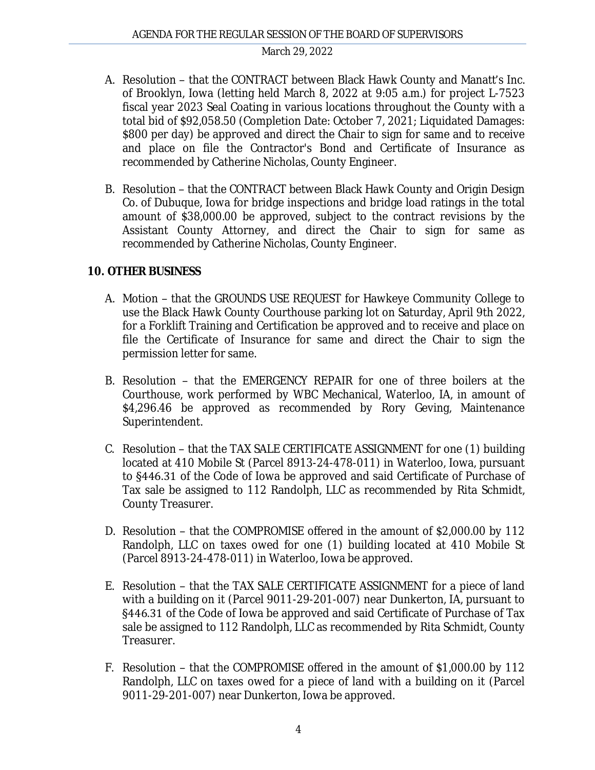A. Resolution – that the CONTRACT between Black Hawk County and Manatt's Inc. of Brooklyn, Iowa (letting held March 8, 2022 at 9:05 a.m.) for project L-7523 fiscal year 2023 Seal Coating in various locations throughout the County with a total bid of $92,058.50 (Completion Date: October 7, 2021; Liquidated Damages: $800 per day) be approved and direct the Chair to sign for same and to receive and place on file the Contractor's Bond and Certificate of Insurance as recommended by Catherine Nicholas, County Engineer.

B. Resolution – that the CONTRACT between Black Hawk County and Origin Design Co. of Dubuque, Iowa for bridge inspections and bridge load ratings in the total amount of $38,000.00 be approved, subject to the contract revisions by the Assistant County Attorney, and direct the Chair to sign for same as recommended by Catherine Nicholas, County Engineer.

**10. OTHER BUSINESS**

A. Motion – that the GROUNDS USE REQUEST for Hawkeye Community College to use the Black Hawk County Courthouse parking lot on Saturday, April 9th 2022, for a Forklift Training and Certification be approved and to receive and place on file the Certificate of Insurance for same and direct the Chair to sign the permission letter for same.

B. Resolution – that the EMERGENCY REPAIR for one of three boilers at the Courthouse, work performed by WBC Mechanical, Waterloo, IA, in amount of $4,296.46 be approved as recommended by Rory Geving, Maintenance Superintendent.

C. Resolution – that the TAX SALE CERTIFICATE ASSIGNMENT for one (1) building located at 410 Mobile St (Parcel 8913-24-478-011) in Waterloo, Iowa, pursuant to §446.31 of the Code of Iowa be approved and said Certificate of Purchase of Tax sale be assigned to 112 Randolph, LLC as recommended by Rita Schmidt, County Treasurer.

D. Resolution – that the COMPROMISE offered in the amount of $2,000.00 by 112 Randolph, LLC on taxes owed for one (1) building located at 410 Mobile St (Parcel 8913-24-478-011) in Waterloo, Iowa be approved.

E. Resolution – that the TAX SALE CERTIFICATE ASSIGNMENT for a piece of land with a building on it (Parcel 9011-29-201-007) near Dunkerton, IA, pursuant to §446.31 of the Code of Iowa be approved and said Certificate of Purchase of Tax sale be assigned to 112 Randolph, LLC as recommended by Rita Schmidt, County Treasurer.

F. Resolution – that the COMPROMISE offered in the amount of $1,000.00 by 112 Randolph, LLC on taxes owed for a piece of land with a building on it (Parcel 9011-29-201-007) near Dunkerton, Iowa be approved.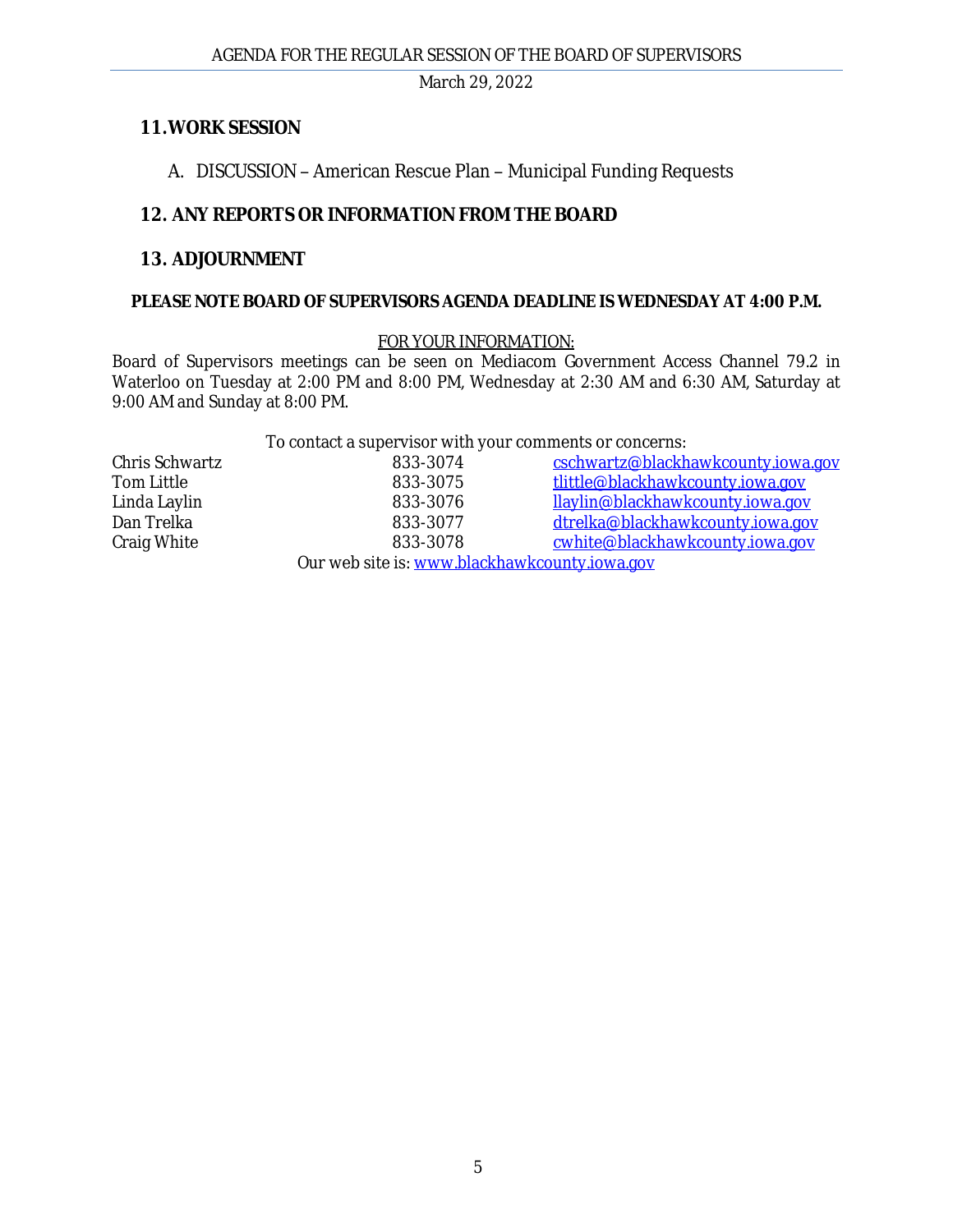## 11. WORK SESSION

A. DISCUSSION – American Rescue Plan – Municipal Funding Requests

## 12. ANY REPORTS OR INFORMATION FROM THE BOARD

## 13. ADJOURNMENT

**PLEASE NOTE BOARD OF SUPERVISORS AGENDA DEADLINE IS WEDNESDAY AT 4:00 P.M.**

FOR YOUR INFORMATION:

Board of Supervisors meetings can be seen on Mediacom Government Access Channel 79.2 in Waterloo on Tuesday at 2:00 PM and 8:00 PM, Wednesday at 2:30 AM and 6:30 AM, Saturday at 9:00 AM and Sunday at 8:00 PM.

To contact a supervisor with your comments or concerns:

| | | |
|---|---|---|
| Chris Schwartz | 833-3074 | cschwartz@blackhawkcounty.iowa.gov |
| Tom Little | 833-3075 | tlittle@blackhawkcounty.iowa.gov |
| Linda Laylin | 833-3076 | llaylin@blackhawkcounty.iowa.gov |
| Dan Trelka | 833-3077 | dtrelka@blackhawkcounty.iowa.gov |
| Craig White | 833-3078 | cwhite@blackhawkcounty.iowa.gov |

Our web site is: www.blackhawkcounty.iowa.gov